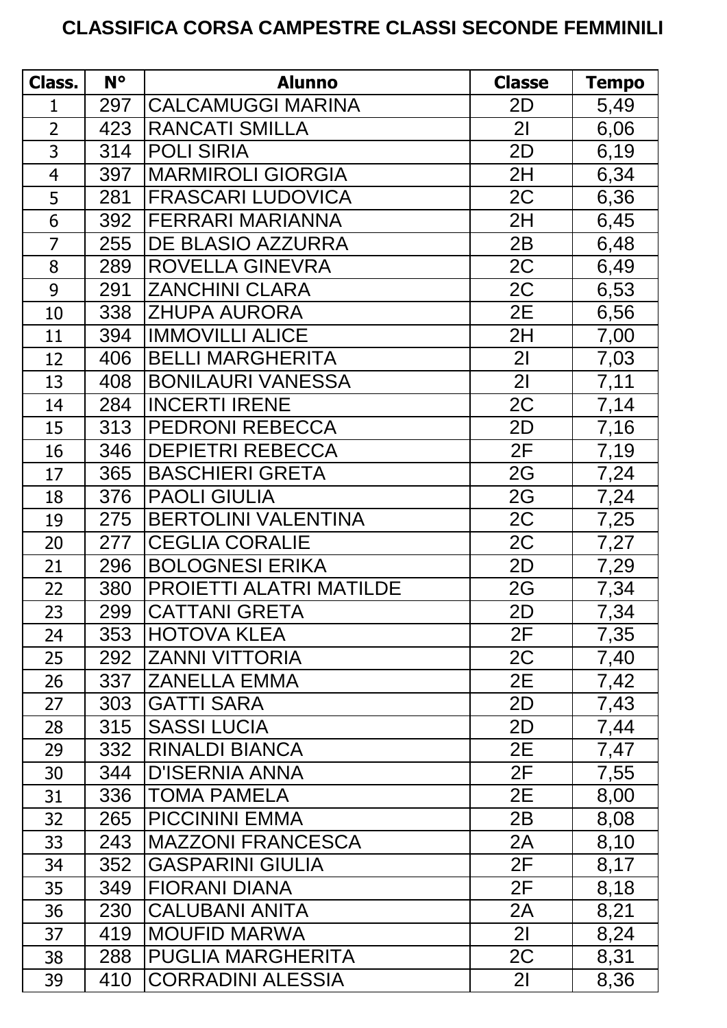# CLASSIFICA CORSA CAMPESTRE CLASSI SECONDE FEMMINILI

| Class. | N° | Alunno | Classe | Tempo |
|---|---|---|---|---|
| 1 | 297 | CALCAMUGGI MARINA | 2D | 5,49 |
| 2 | 423 | RANCATI SMILLA | 2I | 6,06 |
| 3 | 314 | POLI SIRIA | 2D | 6,19 |
| 4 | 397 | MARMIROLI GIORGIA | 2H | 6,34 |
| 5 | 281 | FRASCARI LUDOVICA | 2C | 6,36 |
| 6 | 392 | FERRARI MARIANNA | 2H | 6,45 |
| 7 | 255 | DE BLASIO AZZURRA | 2B | 6,48 |
| 8 | 289 | ROVELLA GINEVRA | 2C | 6,49 |
| 9 | 291 | ZANCHINI CLARA | 2C | 6,53 |
| 10 | 338 | ZHUPA AURORA | 2E | 6,56 |
| 11 | 394 | IMMOVILLI ALICE | 2H | 7,00 |
| 12 | 406 | BELLI MARGHERITA | 2I | 7,03 |
| 13 | 408 | BONILAURI VANESSA | 2I | 7,11 |
| 14 | 284 | INCERTI IRENE | 2C | 7,14 |
| 15 | 313 | PEDRONI REBECCA | 2D | 7,16 |
| 16 | 346 | DEPIETRI REBECCA | 2F | 7,19 |
| 17 | 365 | BASCHIERI GRETA | 2G | 7,24 |
| 18 | 376 | PAOLI GIULIA | 2G | 7,24 |
| 19 | 275 | BERTOLINI VALENTINA | 2C | 7,25 |
| 20 | 277 | CEGLIA CORALIE | 2C | 7,27 |
| 21 | 296 | BOLOGNESI ERIKA | 2D | 7,29 |
| 22 | 380 | PROIETTI ALATRI MATILDE | 2G | 7,34 |
| 23 | 299 | CATTANI GRETA | 2D | 7,34 |
| 24 | 353 | HOTOVA KLEA | 2F | 7,35 |
| 25 | 292 | ZANNI VITTORIA | 2C | 7,40 |
| 26 | 337 | ZANELLA EMMA | 2E | 7,42 |
| 27 | 303 | GATTI SARA | 2D | 7,43 |
| 28 | 315 | SASSI LUCIA | 2D | 7,44 |
| 29 | 332 | RINALDI BIANCA | 2E | 7,47 |
| 30 | 344 | D'ISERNIA ANNA | 2F | 7,55 |
| 31 | 336 | TOMA PAMELA | 2E | 8,00 |
| 32 | 265 | PICCININI EMMA | 2B | 8,08 |
| 33 | 243 | MAZZONI FRANCESCA | 2A | 8,10 |
| 34 | 352 | GASPARINI GIULIA | 2F | 8,17 |
| 35 | 349 | FIORANI DIANA | 2F | 8,18 |
| 36 | 230 | CALUBANI ANITA | 2A | 8,21 |
| 37 | 419 | MOUFID MARWA | 2I | 8,24 |
| 38 | 288 | PUGLIA MARGHERITA | 2C | 8,31 |
| 39 | 410 | CORRADINI ALESSIA | 2I | 8,36 |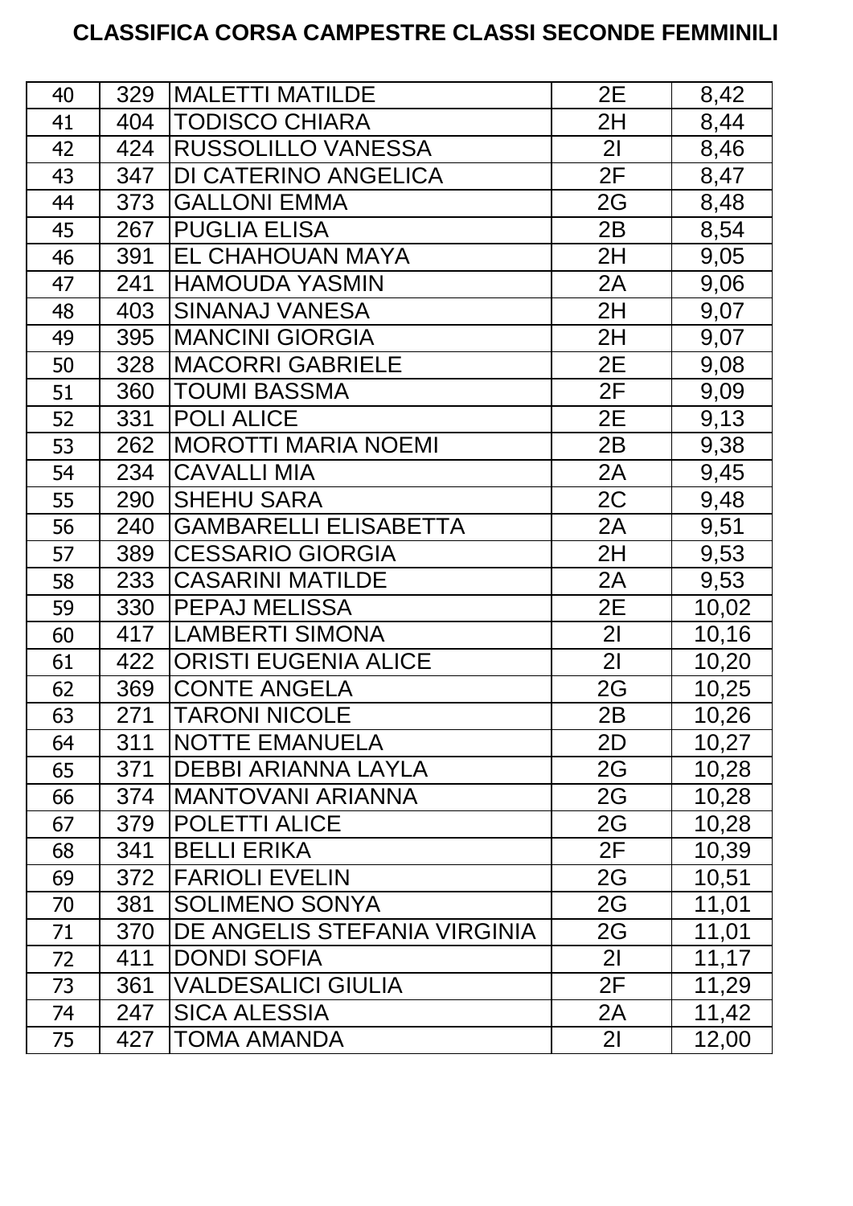# CLASSIFICA CORSA CAMPESTRE CLASSI SECONDE FEMMINILI

| | | | | |
|---|---|---|---|---|
| 40 | 329 | MALETTI MATILDE | 2E | 8,42 |
| 41 | 404 | TODISCO CHIARA | 2H | 8,44 |
| 42 | 424 | RUSSOLILLO VANESSA | 2I | 8,46 |
| 43 | 347 | DI CATERINO ANGELICA | 2F | 8,47 |
| 44 | 373 | GALLONI EMMA | 2G | 8,48 |
| 45 | 267 | PUGLIA ELISA | 2B | 8,54 |
| 46 | 391 | EL CHAHOUAN MAYA | 2H | 9,05 |
| 47 | 241 | HAMOUDA YASMIN | 2A | 9,06 |
| 48 | 403 | SINANAJ VANESA | 2H | 9,07 |
| 49 | 395 | MANCINI GIORGIA | 2H | 9,07 |
| 50 | 328 | MACORRI GABRIELE | 2E | 9,08 |
| 51 | 360 | TOUMI BASSMA | 2F | 9,09 |
| 52 | 331 | POLI ALICE | 2E | 9,13 |
| 53 | 262 | MOROTTI MARIA NOEMI | 2B | 9,38 |
| 54 | 234 | CAVALLI MIA | 2A | 9,45 |
| 55 | 290 | SHEHU SARA | 2C | 9,48 |
| 56 | 240 | GAMBARELLI ELISABETTA | 2A | 9,51 |
| 57 | 389 | CESSARIO GIORGIA | 2H | 9,53 |
| 58 | 233 | CASARINI MATILDE | 2A | 9,53 |
| 59 | 330 | PEPAJ MELISSA | 2E | 10,02 |
| 60 | 417 | LAMBERTI SIMONA | 2I | 10,16 |
| 61 | 422 | ORISTI EUGENIA ALICE | 2I | 10,20 |
| 62 | 369 | CONTE ANGELA | 2G | 10,25 |
| 63 | 271 | TARONI NICOLE | 2B | 10,26 |
| 64 | 311 | NOTTE EMANUELA | 2D | 10,27 |
| 65 | 371 | DEBBI ARIANNA LAYLA | 2G | 10,28 |
| 66 | 374 | MANTOVANI ARIANNA | 2G | 10,28 |
| 67 | 379 | POLETTI ALICE | 2G | 10,28 |
| 68 | 341 | BELLI ERIKA | 2F | 10,39 |
| 69 | 372 | FARIOLI EVELIN | 2G | 10,51 |
| 70 | 381 | SOLIMENO SONYA | 2G | 11,01 |
| 71 | 370 | DE ANGELIS STEFANIA VIRGINIA | 2G | 11,01 |
| 72 | 411 | DONDI SOFIA | 2I | 11,17 |
| 73 | 361 | VALDESALICI GIULIA | 2F | 11,29 |
| 74 | 247 | SICA ALESSIA | 2A | 11,42 |
| 75 | 427 | TOMA AMANDA | 2I | 12,00 |